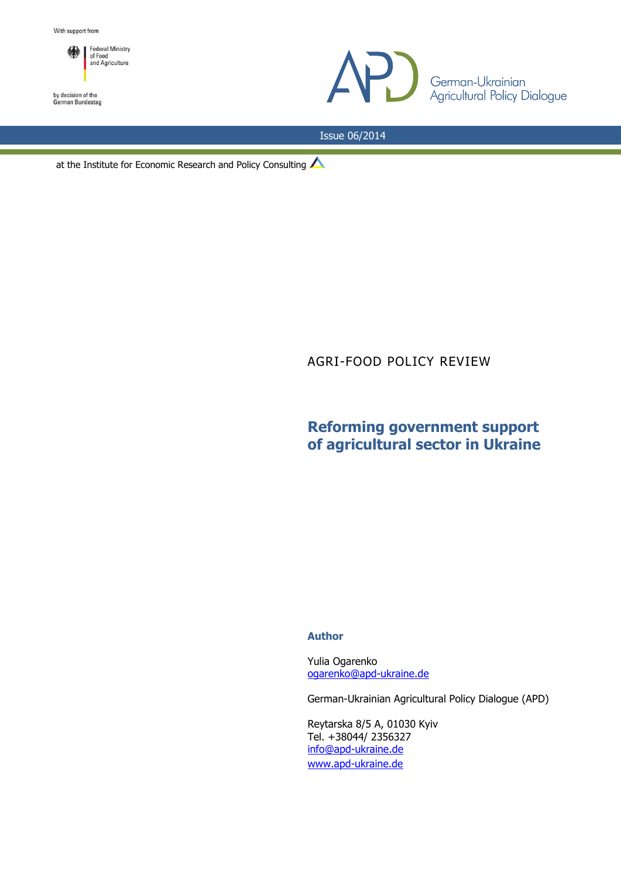With support from

Federal Ministry of Food and Agriculture

by decision of the German Bundestag

German-Ukrainian Agricultural Policy Dialogue

Issue 06/2014

at the Institute for Economic Research and Policy Consulting

AGRI-FOOD POLICY REVIEW

# Reforming government support of agricultural sector in Ukraine

**Author**

Yulia Ogarenko
ogarenko@apd-ukraine.de

German-Ukrainian Agricultural Policy Dialogue (APD)

Reytarska 8/5 A, 01030 Kyiv
Tel. +38044/ 2356327
info@apd-ukraine.de
www.apd-ukraine.de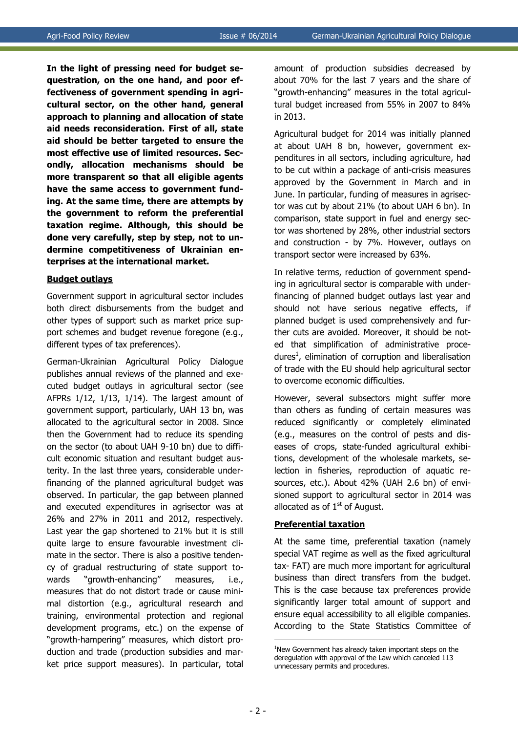**In the light of pressing need for budget sequestration, on the one hand, and poor effectiveness of government spending in agricultural sector, on the other hand, general approach to planning and allocation of state aid needs reconsideration. First of all, state aid should be better targeted to ensure the most effective use of limited resources. Secondly, allocation mechanisms should be more transparent so that all eligible agents have the same access to government funding. At the same time, there are attempts by the government to reform the preferential taxation regime. Although, this should be done very carefully, step by step, not to undermine competitiveness of Ukrainian enterprises at the international market.**

**Budget outlays**

Government support in agricultural sector includes both direct disbursements from the budget and other types of support such as market price support schemes and budget revenue foregone (e.g., different types of tax preferences).

German-Ukrainian Agricultural Policy Dialogue publishes annual reviews of the planned and executed budget outlays in agricultural sector (see AFPRs 1/12, 1/13, 1/14). The largest amount of government support, particularly, UAH 13 bn, was allocated to the agricultural sector in 2008. Since then the Government had to reduce its spending on the sector (to about UAH 9-10 bn) due to difficult economic situation and resultant budget austerity. In the last three years, considerable underfinancing of the planned agricultural budget was observed. In particular, the gap between planned and executed expenditures in agrisector was at 26% and 27% in 2011 and 2012, respectively. Last year the gap shortened to 21% but it is still quite large to ensure favourable investment climate in the sector. There is also a positive tendency of gradual restructuring of state support towards "growth-enhancing" measures, i.e., measures that do not distort trade or cause minimal distortion (e.g., agricultural research and training, environmental protection and regional development programs, etc.) on the expense of "growth-hampering" measures, which distort production and trade (production subsidies and market price support measures). In particular, total amount of production subsidies decreased by about 70% for the last 7 years and the share of "growth-enhancing" measures in the total agricultural budget increased from 55% in 2007 to 84% in 2013.

Agricultural budget for 2014 was initially planned at about UAH 8 bn, however, government expenditures in all sectors, including agriculture, had to be cut within a package of anti-crisis measures approved by the Government in March and in June. In particular, funding of measures in agrisector was cut by about 21% (to about UAH 6 bn). In comparison, state support in fuel and energy sector was shortened by 28%, other industrial sectors and construction - by 7%. However, outlays on transport sector were increased by 63%.

In relative terms, reduction of government spending in agricultural sector is comparable with underfinancing of planned budget outlays last year and should not have serious negative effects, if planned budget is used comprehensively and further cuts are avoided. Moreover, it should be noted that simplification of administrative procedures[1], elimination of corruption and liberalisation of trade with the EU should help agricultural sector to overcome economic difficulties.

However, several subsectors might suffer more than others as funding of certain measures was reduced significantly or completely eliminated (e.g., measures on the control of pests and diseases of crops, state-funded agricultural exhibitions, development of the wholesale markets, selection in fisheries, reproduction of aquatic resources, etc.). About 42% (UAH 2.6 bn) of envisioned support to agricultural sector in 2014 was allocated as of 1st of August.

**Preferential taxation**

At the same time, preferential taxation (namely special VAT regime as well as the fixed agricultural tax- FAT) are much more important for agricultural business than direct transfers from the budget. This is the case because tax preferences provide significantly larger total amount of support and ensure equal accessibility to all eligible companies. According to the State Statistics Committee of

[1] New Government has already taken important steps on the deregulation with approval of the Law which canceled 113 unnecessary permits and procedures.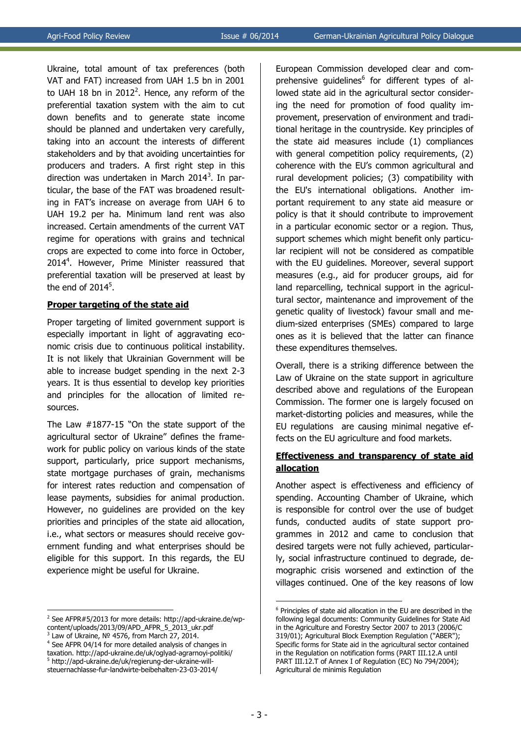Ukraine, total amount of tax preferences (both VAT and FAT) increased from UAH 1.5 bn in 2001 to UAH 18 bn in 2012[2]. Hence, any reform of the preferential taxation system with the aim to cut down benefits and to generate state income should be planned and undertaken very carefully, taking into an account the interests of different stakeholders and by that avoiding uncertainties for producers and traders. A first right step in this direction was undertaken in March 2014[3]. In particular, the base of the FAT was broadened resulting in FAT's increase on average from UAH 6 to UAH 19.2 per ha. Minimum land rent was also increased. Certain amendments of the current VAT regime for operations with grains and technical crops are expected to come into force in October, 2014[4]. However, Prime Minister reassured that preferential taxation will be preserved at least by the end of 2014[5].

**Proper targeting of the state aid**

Proper targeting of limited government support is especially important in light of aggravating economic crisis due to continuous political instability. It is not likely that Ukrainian Government will be able to increase budget spending in the next 2-3 years. It is thus essential to develop key priorities and principles for the allocation of limited resources.

The Law #1877-15 "On the state support of the agricultural sector of Ukraine" defines the framework for public policy on various kinds of the state support, particularly, price support mechanisms, state mortgage purchases of grain, mechanisms for interest rates reduction and compensation of lease payments, subsidies for animal production. However, no guidelines are provided on the key priorities and principles of the state aid allocation, i.e., what sectors or measures should receive government funding and what enterprises should be eligible for this support. In this regards, the EU experience might be useful for Ukraine.

European Commission developed clear and comprehensive guidelines[6] for different types of allowed state aid in the agricultural sector considering the need for promotion of food quality improvement, preservation of environment and traditional heritage in the countryside. Key principles of the state aid measures include (1) compliances with general competition policy requirements, (2) coherence with the EU's common agricultural and rural development policies; (3) compatibility with the EU's international obligations. Another important requirement to any state aid measure or policy is that it should contribute to improvement in a particular economic sector or a region. Thus, support schemes which might benefit only particular recipient will not be considered as compatible with the EU guidelines. Moreover, several support measures (e.g., aid for producer groups, aid for land reparcelling, technical support in the agricultural sector, maintenance and improvement of the genetic quality of livestock) favour small and medium-sized enterprises (SMEs) compared to large ones as it is believed that the latter can finance these expenditures themselves.

Overall, there is a striking difference between the Law of Ukraine on the state support in agriculture described above and regulations of the European Commission. The former one is largely focused on market-distorting policies and measures, while the EU regulations are causing minimal negative effects on the EU agriculture and food markets.

**Effectiveness and transparency of state aid allocation**

Another aspect is effectiveness and efficiency of spending. Accounting Chamber of Ukraine, which is responsible for control over the use of budget funds, conducted audits of state support programmes in 2012 and came to conclusion that desired targets were not fully achieved, particularly, social infrastructure continued to degrade, demographic crisis worsened and extinction of the villages continued. One of the key reasons of low

---

[2] See AFPR#5/2013 for more details: http://apd-ukraine.de/wp-content/uploads/2013/09/APD_AFPR_5_2013_ukr.pdf

[3] Law of Ukraine, № 4576, from March 27, 2014.

[4] See AFPR 04/14 for more detailed analysis of changes in taxation. http://apd-ukraine.de/uk/oglyad-agrarnoyi-politiki/

[5] http://apd-ukraine.de/uk/regierung-der-ukraine-will-steuernachlasse-fur-landwirte-beibehalten-23-03-2014/

[6] Principles of state aid allocation in the EU are described in the following legal documents: Community Guidelines for State Aid in the Agriculture and Forestry Sector 2007 to 2013 (2006/C 319/01); Agricultural Block Exemption Regulation ("ABER"); Specific forms for State aid in the agricultural sector contained in the Regulation on notification forms (PART III.12.A until PART III.12.T of Annex I of Regulation (EC) No 794/2004); Agricultural de minimis Regulation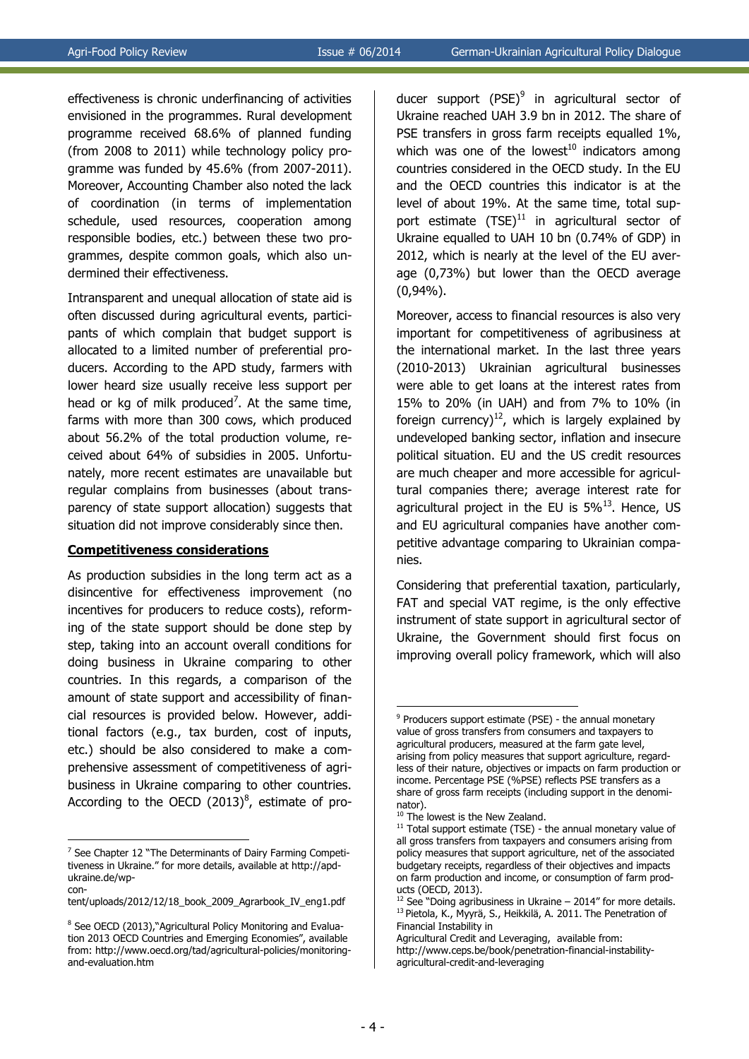effectiveness is chronic underfinancing of activities envisioned in the programmes. Rural development programme received 68.6% of planned funding (from 2008 to 2011) while technology policy programme was funded by 45.6% (from 2007-2011). Moreover, Accounting Chamber also noted the lack of coordination (in terms of implementation schedule, used resources, cooperation among responsible bodies, etc.) between these two programmes, despite common goals, which also undermined their effectiveness.

Intransparent and unequal allocation of state aid is often discussed during agricultural events, participants of which complain that budget support is allocated to a limited number of preferential producers. According to the APD study, farmers with lower heard size usually receive less support per head or kg of milk produced[7]. At the same time, farms with more than 300 cows, which produced about 56.2% of the total production volume, received about 64% of subsidies in 2005. Unfortunately, more recent estimates are unavailable but regular complains from businesses (about transparency of state support allocation) suggests that situation did not improve considerably since then.

## Competitiveness considerations

As production subsidies in the long term act as a disincentive for effectiveness improvement (no incentives for producers to reduce costs), reforming of the state support should be done step by step, taking into an account overall conditions for doing business in Ukraine comparing to other countries. In this regards, a comparison of the amount of state support and accessibility of financial resources is provided below. However, additional factors (e.g., tax burden, cost of inputs, etc.) should be also considered to make a comprehensive assessment of competitiveness of agribusiness in Ukraine comparing to other countries. According to the OECD (2013)[8], estimate of producer support (PSE)[9] in agricultural sector of Ukraine reached UAH 3.9 bn in 2012. The share of PSE transfers in gross farm receipts equalled 1%, which was one of the lowest[10] indicators among countries considered in the OECD study. In the EU and the OECD countries this indicator is at the level of about 19%. At the same time, total support estimate (TSE)[11] in agricultural sector of Ukraine equalled to UAH 10 bn (0.74% of GDP) in 2012, which is nearly at the level of the EU average (0,73%) but lower than the OECD average (0,94%).

Moreover, access to financial resources is also very important for competitiveness of agribusiness at the international market. In the last three years (2010-2013) Ukrainian agricultural businesses were able to get loans at the interest rates from 15% to 20% (in UAH) and from 7% to 10% (in foreign currency)[12], which is largely explained by undeveloped banking sector, inflation and insecure political situation. EU and the US credit resources are much cheaper and more accessible for agricultural companies there; average interest rate for agricultural project in the EU is 5%[13]. Hence, US and EU agricultural companies have another competitive advantage comparing to Ukrainian companies.

Considering that preferential taxation, particularly, FAT and special VAT regime, is the only effective instrument of state support in agricultural sector of Ukraine, the Government should first focus on improving overall policy framework, which will also

---

[7] See Chapter 12 "The Determinants of Dairy Farming Competitiveness in Ukraine." for more details, available at http://apd-ukraine.de/wp-content/uploads/2012/12/18_book_2009_Agrarbook_IV_eng1.pdf

[8] See OECD (2013),"Agricultural Policy Monitoring and Evaluation 2013 OECD Countries and Emerging Economies", available from: http://www.oecd.org/tad/agricultural-policies/monitoring-and-evaluation.htm

[9] Producers support estimate (PSE) - the annual monetary value of gross transfers from consumers and taxpayers to agricultural producers, measured at the farm gate level, arising from policy measures that support agriculture, regardless of their nature, objectives or impacts on farm production or income. Percentage PSE (%PSE) reflects PSE transfers as a share of gross farm receipts (including support in the denominator).

[10] The lowest is the New Zealand.

[11] Total support estimate (TSE) - the annual monetary value of all gross transfers from taxpayers and consumers arising from policy measures that support agriculture, net of the associated budgetary receipts, regardless of their objectives and impacts on farm production and income, or consumption of farm products (OECD, 2013).

[12] See "Doing agribusiness in Ukraine – 2014" for more details.

[13] Pietola, K., Myyrä, S., Heikkilä, A. 2011. The Penetration of Financial Instability in Agricultural Credit and Leveraging, available from: http://www.ceps.be/book/penetration-financial-instability-agricultural-credit-and-leveraging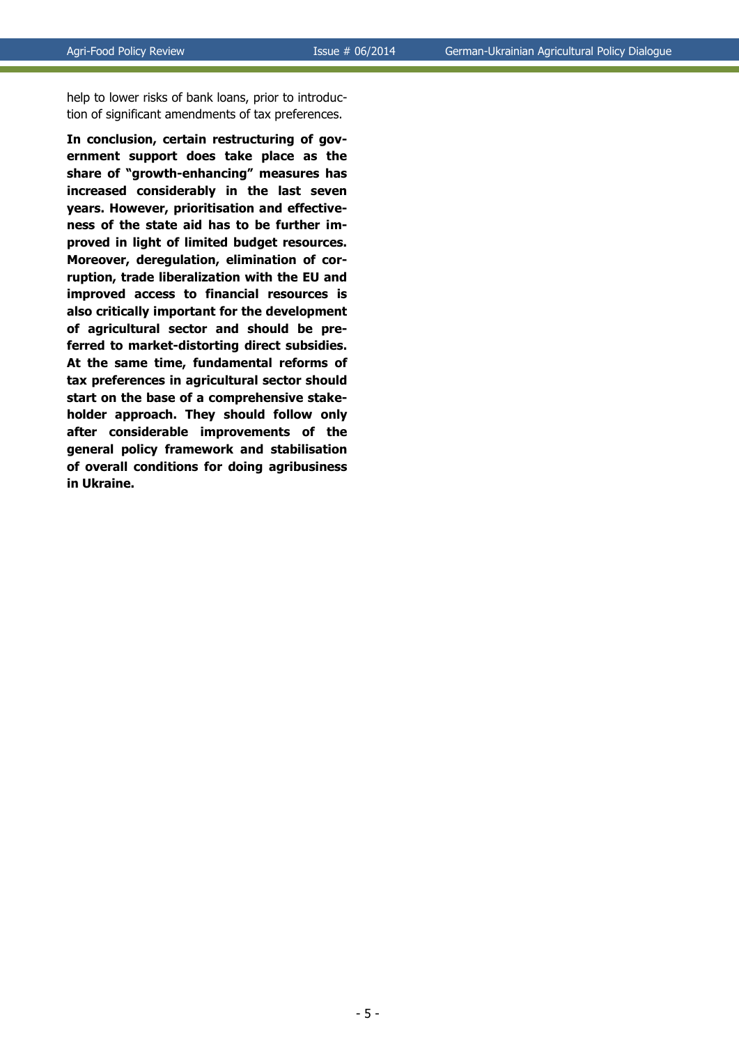help to lower risks of bank loans, prior to introduction of significant amendments of tax preferences.

**In conclusion, certain restructuring of government support does take place as the share of "growth-enhancing" measures has increased considerably in the last seven years. However, prioritisation and effectiveness of the state aid has to be further improved in light of limited budget resources. Moreover, deregulation, elimination of corruption, trade liberalization with the EU and improved access to financial resources is also critically important for the development of agricultural sector and should be preferred to market-distorting direct subsidies. At the same time, fundamental reforms of tax preferences in agricultural sector should start on the base of a comprehensive stakeholder approach. They should follow only after considerable improvements of the general policy framework and stabilisation of overall conditions for doing agribusiness in Ukraine.**